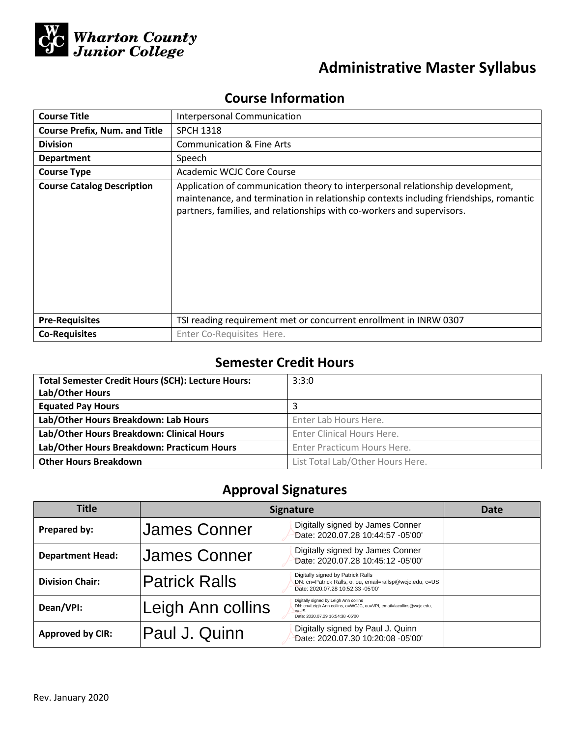Wharton County Junior College

# Administrative Master Syllabus

## Course Information

| Course Title | Interpersonal Communication |
|---|---|
| Course Prefix, Num. and Title | SPCH 1318 |
| Division | Communication & Fine Arts |
| Department | Speech |
| Course Type | Academic WCJC Core Course |
| Course Catalog Description | Application of communication theory to interpersonal relationship development, maintenance, and termination in relationship contexts including friendships, romantic partners, families, and relationships with co-workers and supervisors. |
| Pre-Requisites | TSI reading requirement met or concurrent enrollment in INRW 0307 |
| Co-Requisites | Enter Co-Requisites Here. |

## Semester Credit Hours

| Total Semester Credit Hours (SCH): Lecture Hours: Lab/Other Hours | 3:3:0 |
|---|---|
| Equated Pay Hours | 3 |
| Lab/Other Hours Breakdown: Lab Hours | Enter Lab Hours Here. |
| Lab/Other Hours Breakdown: Clinical Hours | Enter Clinical Hours Here. |
| Lab/Other Hours Breakdown: Practicum Hours | Enter Practicum Hours Here. |
| Other Hours Breakdown | List Total Lab/Other Hours Here. |

## Approval Signatures

| Title | Signature | Date |
|---|---|---|
| Prepared by: | James Conner — Digitally signed by James Conner Date: 2020.07.28 10:44:57 -05'00' | |
| Department Head: | James Conner — Digitally signed by James Conner Date: 2020.07.28 10:45:12 -05'00' | |
| Division Chair: | Patrick Ralls — Digitally signed by Patrick Ralls DN: cn=Patrick Ralls, o, ou, email=rallsp@wcjc.edu, c=US Date: 2020.07.28 10:52:33 -05'00' | |
| Dean/VPI: | Leigh Ann collins — Digitally signed by Leigh Ann collins DN: cn=Leigh Ann collins, o=WCJC, ou=VPI, email=lacollins@wcjc.edu, c=US Date: 2020.07.29 16:54:38 -05'00' | |
| Approved by CIR: | Paul J. Quinn — Digitally signed by Paul J. Quinn Date: 2020.07.30 10:20:08 -05'00' | |

Rev. January 2020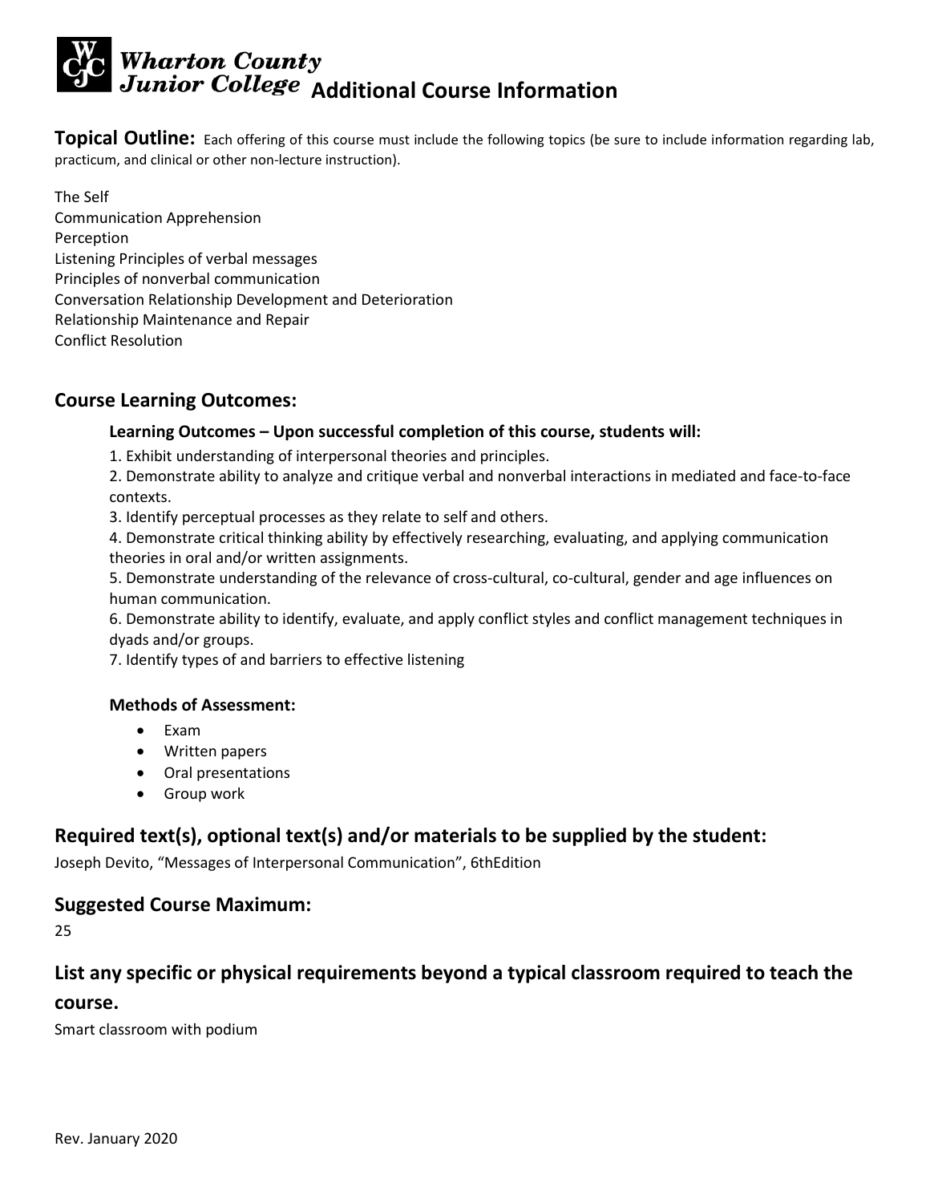# Wharton County Junior College Additional Course Information

**Topical Outline:** Each offering of this course must include the following topics (be sure to include information regarding lab, practicum, and clinical or other non-lecture instruction).

The Self
Communication Apprehension
Perception
Listening Principles of verbal messages
Principles of nonverbal communication
Conversation Relationship Development and Deterioration
Relationship Maintenance and Repair
Conflict Resolution

## Course Learning Outcomes:

### Learning Outcomes – Upon successful completion of this course, students will:

1. Exhibit understanding of interpersonal theories and principles.
2. Demonstrate ability to analyze and critique verbal and nonverbal interactions in mediated and face-to-face contexts.
3. Identify perceptual processes as they relate to self and others.
4. Demonstrate critical thinking ability by effectively researching, evaluating, and applying communication theories in oral and/or written assignments.
5. Demonstrate understanding of the relevance of cross-cultural, co-cultural, gender and age influences on human communication.
6. Demonstrate ability to identify, evaluate, and apply conflict styles and conflict management techniques in dyads and/or groups.
7. Identify types of and barriers to effective listening

### Methods of Assessment:

- Exam
- Written papers
- Oral presentations
- Group work

## Required text(s), optional text(s) and/or materials to be supplied by the student:

Joseph Devito, "Messages of Interpersonal Communication", 6thEdition

## Suggested Course Maximum:

25

## List any specific or physical requirements beyond a typical classroom required to teach the course.

Smart classroom with podium

Rev. January 2020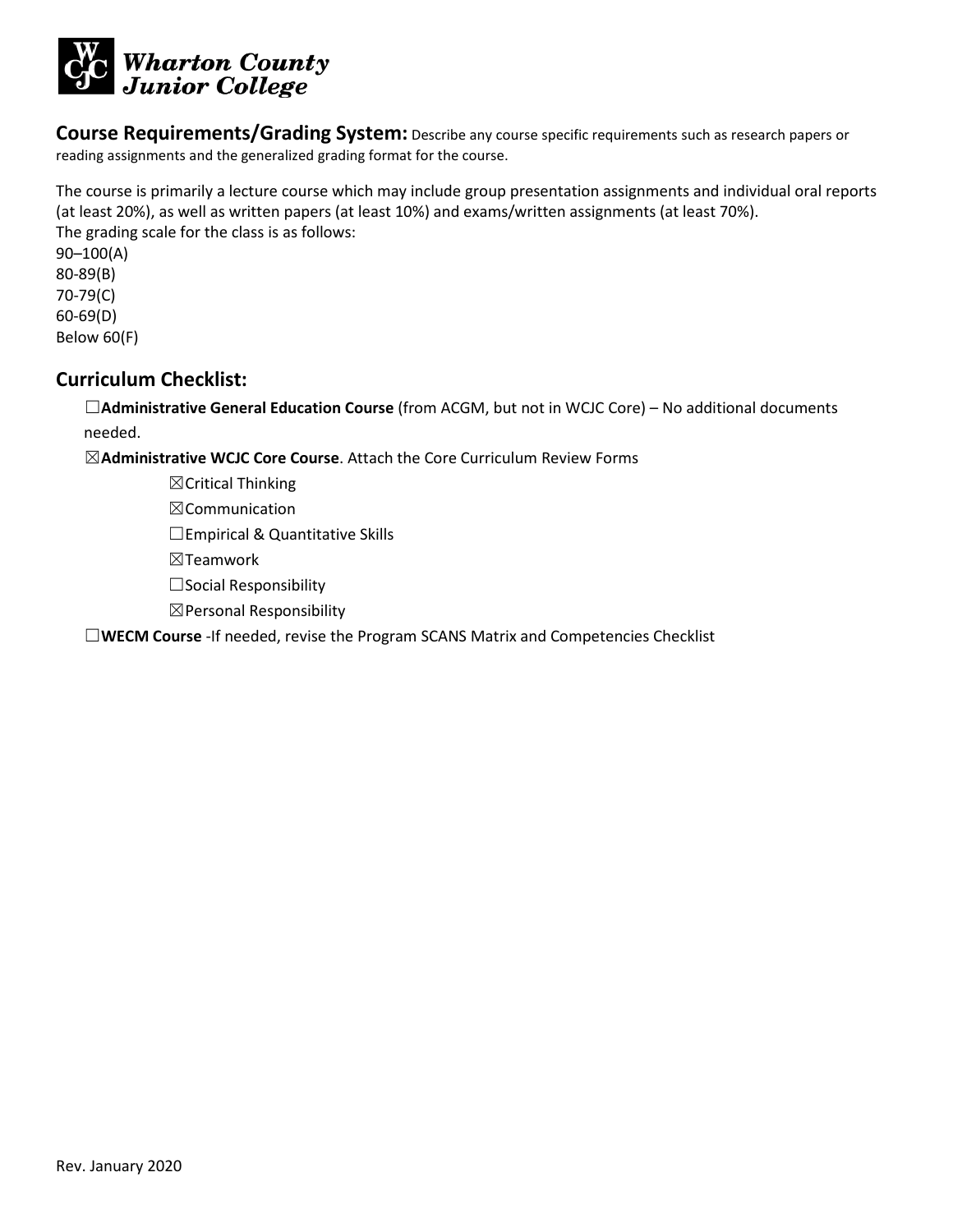**Course Requirements/Grading System:** Describe any course specific requirements such as research papers or reading assignments and the generalized grading format for the course.

The course is primarily a lecture course which may include group presentation assignments and individual oral reports (at least 20%), as well as written papers (at least 10%) and exams/written assignments (at least 70%).
The grading scale for the class is as follows:
90–100(A)
80-89(B)
70-79(C)
60-69(D)
Below 60(F)

## Curriculum Checklist:

☐**Administrative General Education Course** (from ACGM, but not in WCJC Core) – No additional documents needed.

☒**Administrative WCJC Core Course**. Attach the Core Curriculum Review Forms

- ☒Critical Thinking
- ☒Communication
- ☐Empirical & Quantitative Skills
- ☒Teamwork
- ☐Social Responsibility
- ☒Personal Responsibility

☐**WECM Course** -If needed, revise the Program SCANS Matrix and Competencies Checklist

Rev. January 2020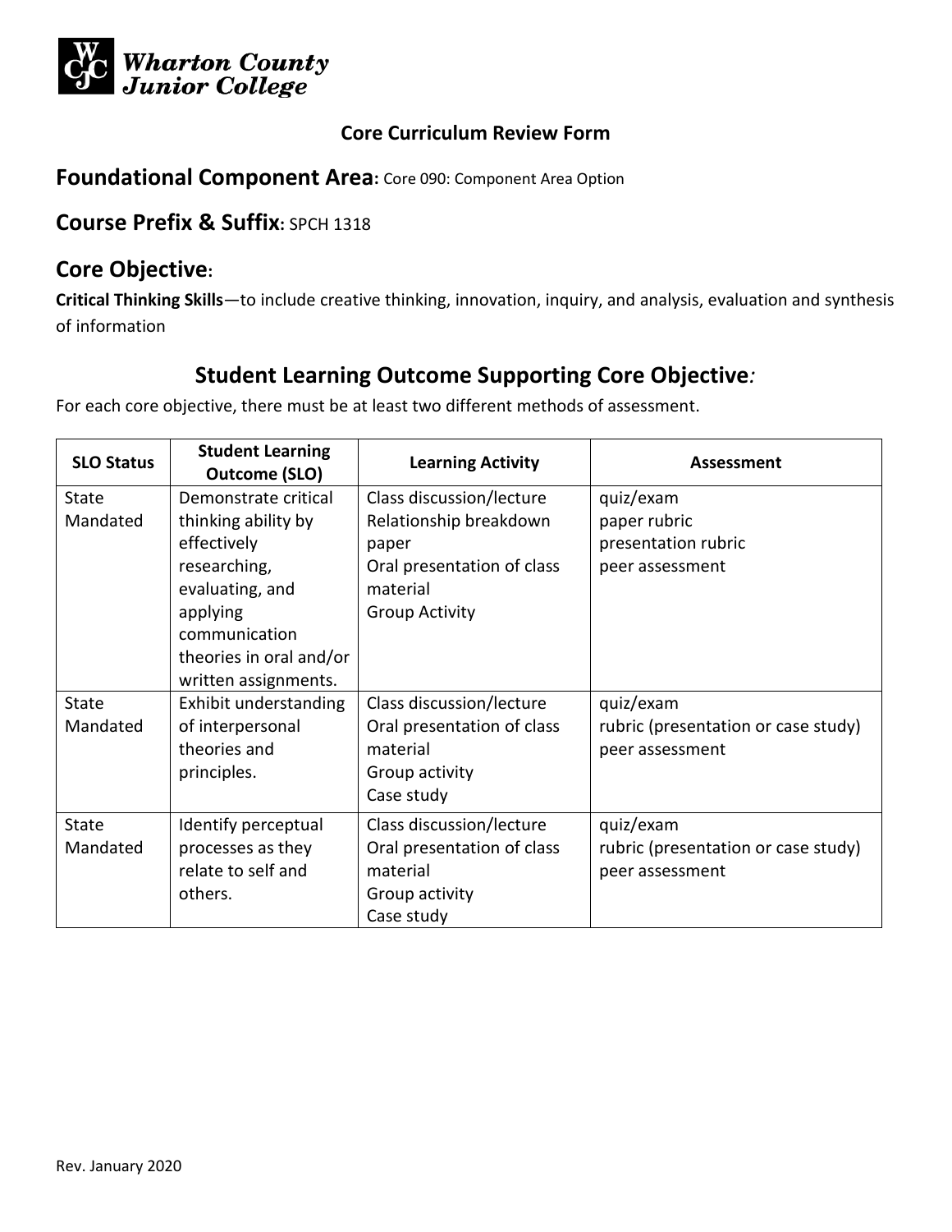**Wharton County Junior College**

**Core Curriculum Review Form**

## Foundational Component Area: Core 090: Component Area Option

## Course Prefix & Suffix: SPCH 1318

## Core Objective:

**Critical Thinking Skills**—to include creative thinking, innovation, inquiry, and analysis, evaluation and synthesis of information

## Student Learning Outcome Supporting Core Objective*:*

For each core objective, there must be at least two different methods of assessment.

| SLO Status | Student Learning Outcome (SLO) | Learning Activity | Assessment |
|---|---|---|---|
| State Mandated | Demonstrate critical thinking ability by effectively researching, evaluating, and applying communication theories in oral and/or written assignments. | Class discussion/lecture<br>Relationship breakdown paper<br>Oral presentation of class material<br>Group Activity | quiz/exam<br>paper rubric<br>presentation rubric<br>peer assessment |
| State Mandated | Exhibit understanding of interpersonal theories and principles. | Class discussion/lecture<br>Oral presentation of class material<br>Group activity<br>Case study | quiz/exam<br>rubric (presentation or case study)<br>peer assessment |
| State Mandated | Identify perceptual processes as they relate to self and others. | Class discussion/lecture<br>Oral presentation of class material<br>Group activity<br>Case study | quiz/exam<br>rubric (presentation or case study)<br>peer assessment |

Rev. January 2020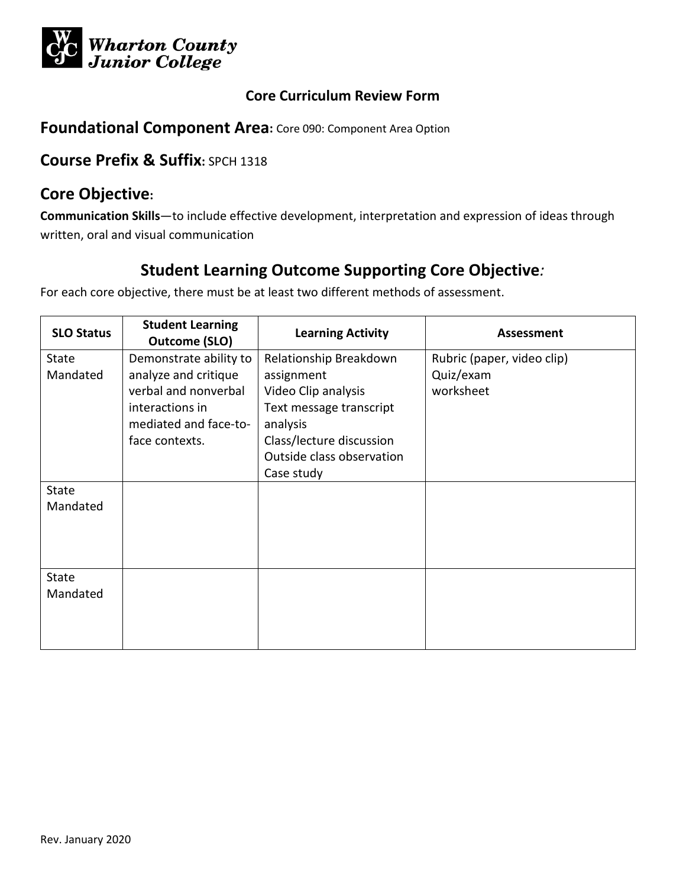Wharton County Junior College

**Core Curriculum Review Form**

## Foundational Component Area: Core 090: Component Area Option

## Course Prefix & Suffix: SPCH 1318

## Core Objective:

**Communication Skills**—to include effective development, interpretation and expression of ideas through written, oral and visual communication

## Student Learning Outcome Supporting Core Objective:

For each core objective, there must be at least two different methods of assessment.

| SLO Status | Student Learning Outcome (SLO) | Learning Activity | Assessment |
| --- | --- | --- | --- |
| State Mandated | Demonstrate ability to analyze and critique verbal and nonverbal interactions in mediated and face-to-face contexts. | Relationship Breakdown assignment<br>Video Clip analysis<br>Text message transcript analysis<br>Class/lecture discussion<br>Outside class observation<br>Case study | Rubric (paper, video clip)<br>Quiz/exam<br>worksheet |
| State Mandated | | | |
| State Mandated | | | |

Rev. January 2020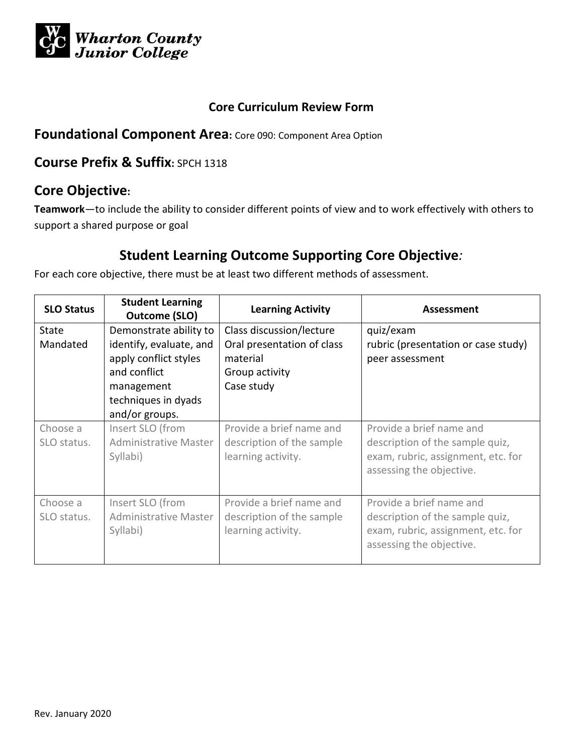Wharton County Junior College

## Core Curriculum Review Form

## Foundational Component Area: Core 090: Component Area Option

## Course Prefix & Suffix: SPCH 1318

## Core Objective:

**Teamwork**—to include the ability to consider different points of view and to work effectively with others to support a shared purpose or goal

## Student Learning Outcome Supporting Core Objective*:*

For each core objective, there must be at least two different methods of assessment.

| SLO Status | Student Learning Outcome (SLO) | Learning Activity | Assessment |
|---|---|---|---|
| State Mandated | Demonstrate ability to identify, evaluate, and apply conflict styles and conflict management techniques in dyads and/or groups. | Class discussion/lecture<br>Oral presentation of class material<br>Group activity<br>Case study | quiz/exam<br>rubric (presentation or case study)<br>peer assessment |
| Choose a SLO status. | Insert SLO (from Administrative Master Syllabi) | Provide a brief name and description of the sample learning activity. | Provide a brief name and description of the sample quiz, exam, rubric, assignment, etc. for assessing the objective. |
| Choose a SLO status. | Insert SLO (from Administrative Master Syllabi) | Provide a brief name and description of the sample learning activity. | Provide a brief name and description of the sample quiz, exam, rubric, assignment, etc. for assessing the objective. |

Rev. January 2020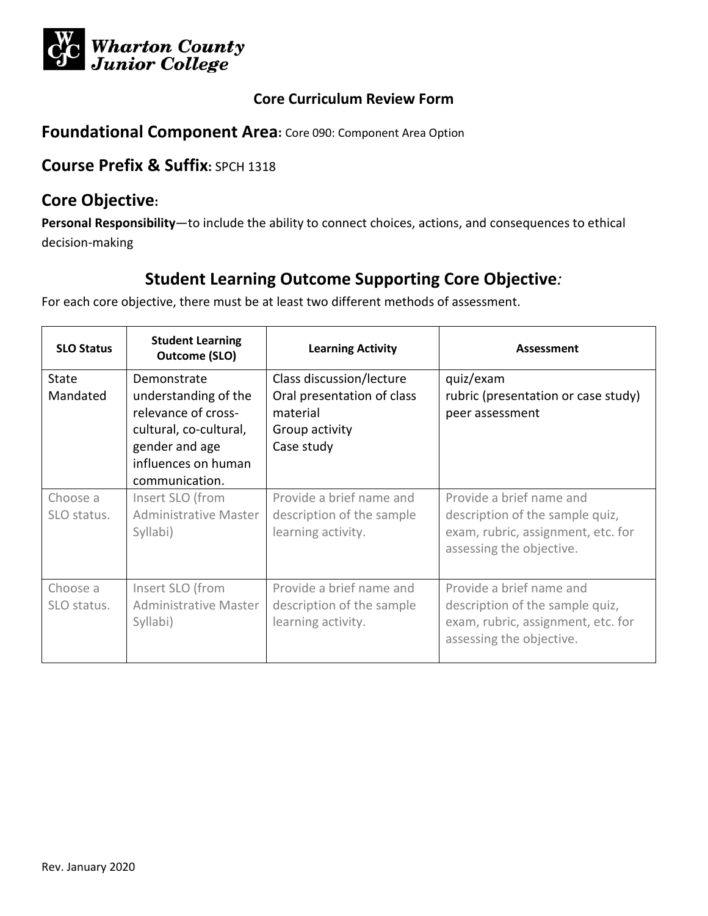Wharton County Junior College

## Core Curriculum Review Form

## Foundational Component Area: Core 090: Component Area Option

## Course Prefix & Suffix: SPCH 1318

## Core Objective:

**Personal Responsibility**—to include the ability to connect choices, actions, and consequences to ethical decision-making

## Student Learning Outcome Supporting Core Objective*:*

For each core objective, there must be at least two different methods of assessment.

| SLO Status | Student Learning Outcome (SLO) | Learning Activity | Assessment |
|---|---|---|---|
| State Mandated | Demonstrate understanding of the relevance of cross-cultural, co-cultural, gender and age influences on human communication. | Class discussion/lecture<br>Oral presentation of class material<br>Group activity<br>Case study | quiz/exam<br>rubric (presentation or case study)<br>peer assessment |
| Choose a SLO status. | Insert SLO (from Administrative Master Syllabi) | Provide a brief name and description of the sample learning activity. | Provide a brief name and description of the sample quiz, exam, rubric, assignment, etc. for assessing the objective. |
| Choose a SLO status. | Insert SLO (from Administrative Master Syllabi) | Provide a brief name and description of the sample learning activity. | Provide a brief name and description of the sample quiz, exam, rubric, assignment, etc. for assessing the objective. |

Rev. January 2020